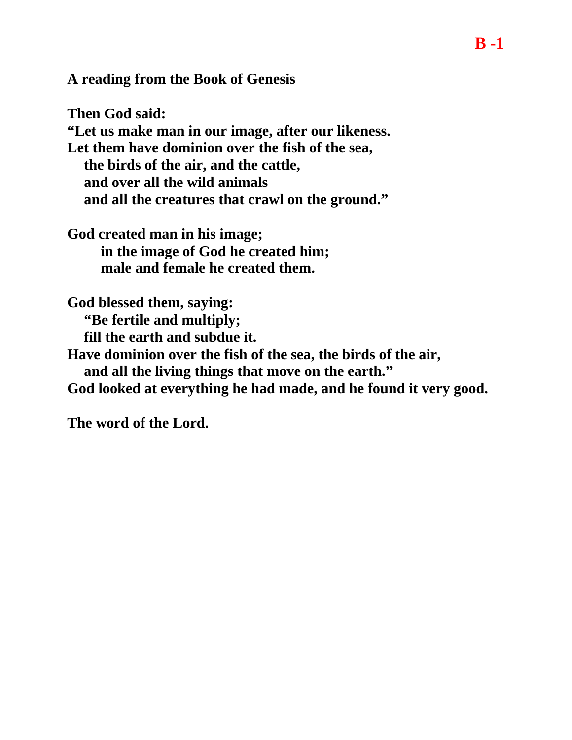**B -1**

**A reading from the Book of Genesis**

**Then God said:**
**“Let us make man in our image, after our likeness.**
**Let them have dominion over the fish of the sea,**
**the birds of the air, and the cattle,**
**and over all the wild animals**
**and all the creatures that crawl on the ground.”**

**God created man in his image;**
**in the image of God he created him;**
**male and female he created them.**

**God blessed them, saying:**
**“Be fertile and multiply;**
**fill the earth and subdue it.**
**Have dominion over the fish of the sea, the birds of the air,**
**and all the living things that move on the earth.”**
**God looked at everything he had made, and he found it very good.**

**The word of the Lord.**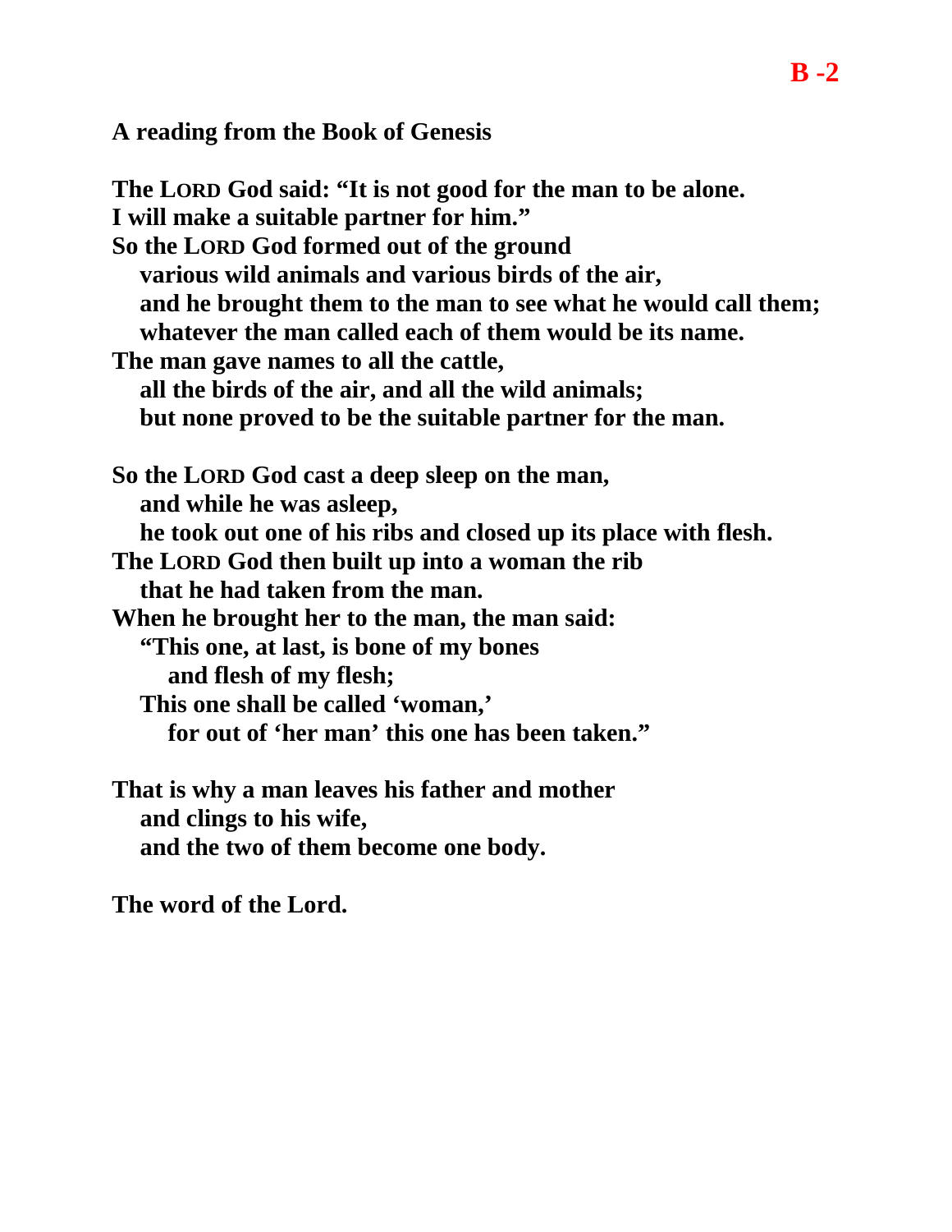**B -2**

**A reading from the Book of Genesis**

**The LORD God said: "It is not good for the man to be alone.**
**I will make a suitable partner for him."**
**So the LORD God formed out of the ground**
**various wild animals and various birds of the air,**
**and he brought them to the man to see what he would call them;**
**whatever the man called each of them would be its name.**
**The man gave names to all the cattle,**
**all the birds of the air, and all the wild animals;**
**but none proved to be the suitable partner for the man.**

**So the LORD God cast a deep sleep on the man,**
**and while he was asleep,**
**he took out one of his ribs and closed up its place with flesh.**
**The LORD God then built up into a woman the rib**
**that he had taken from the man.**
**When he brought her to the man, the man said:**
**"This one, at last, is bone of my bones**
**and flesh of my flesh;**
**This one shall be called 'woman,'**
**for out of 'her man' this one has been taken."**

**That is why a man leaves his father and mother**
**and clings to his wife,**
**and the two of them become one body.**

**The word of the Lord.**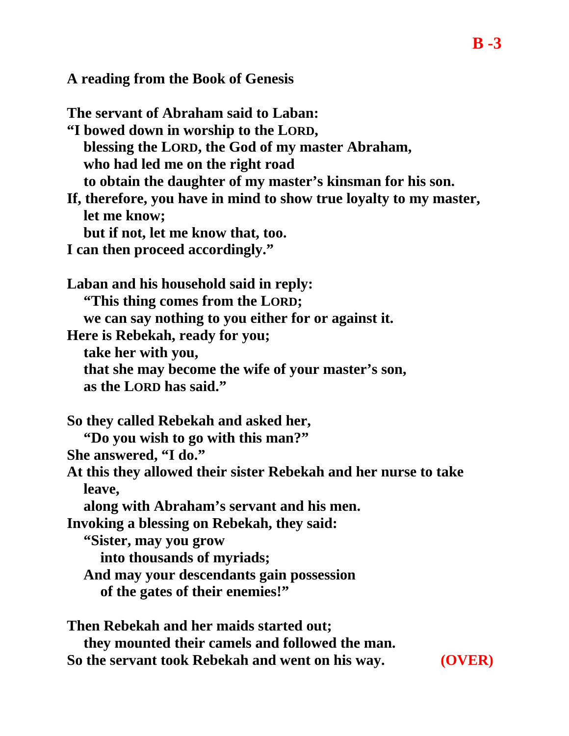**B -3**

**A reading from the Book of Genesis**

**The servant of Abraham said to Laban:**
**"I bowed down in worship to the LORD,**
**blessing the LORD, the God of my master Abraham,**
**who had led me on the right road**
**to obtain the daughter of my master's kinsman for his son.**
**If, therefore, you have in mind to show true loyalty to my master,**
**let me know;**
**but if not, let me know that, too.**
**I can then proceed accordingly."**

**Laban and his household said in reply:**
**"This thing comes from the LORD;**
**we can say nothing to you either for or against it.**
**Here is Rebekah, ready for you;**
**take her with you,**
**that she may become the wife of your master's son,**
**as the LORD has said."**

**So they called Rebekah and asked her,**
**"Do you wish to go with this man?"**
**She answered, "I do."**
**At this they allowed their sister Rebekah and her nurse to take leave,**
**along with Abraham's servant and his men.**
**Invoking a blessing on Rebekah, they said:**
**"Sister, may you grow**
**into thousands of myriads;**
**And may your descendants gain possession**
**of the gates of their enemies!"**

**Then Rebekah and her maids started out;**
**they mounted their camels and followed the man.**
**So the servant took Rebekah and went on his way.** **(OVER)**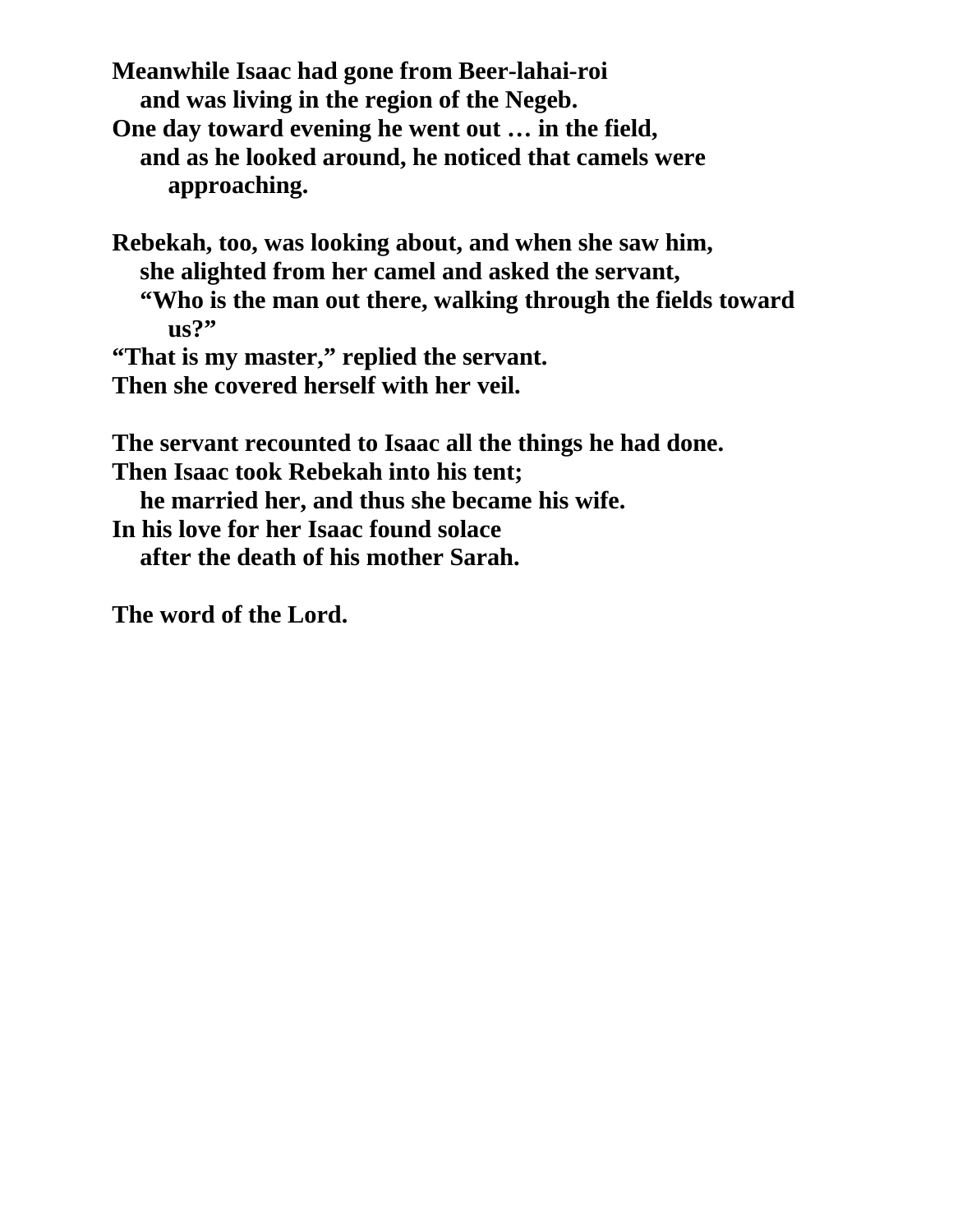**Meanwhile Isaac had gone from Beer-lahai-roi**
**and was living in the region of the Negeb.**
**One day toward evening he went out … in the field,**
**and as he looked around, he noticed that camels were approaching.**

**Rebekah, too, was looking about, and when she saw him,**
**she alighted from her camel and asked the servant,**
**“Who is the man out there, walking through the fields toward us?”**
**“That is my master,” replied the servant.**
**Then she covered herself with her veil.**

**The servant recounted to Isaac all the things he had done.**
**Then Isaac took Rebekah into his tent;**
**he married her, and thus she became his wife.**
**In his love for her Isaac found solace**
**after the death of his mother Sarah.**

**The word of the Lord.**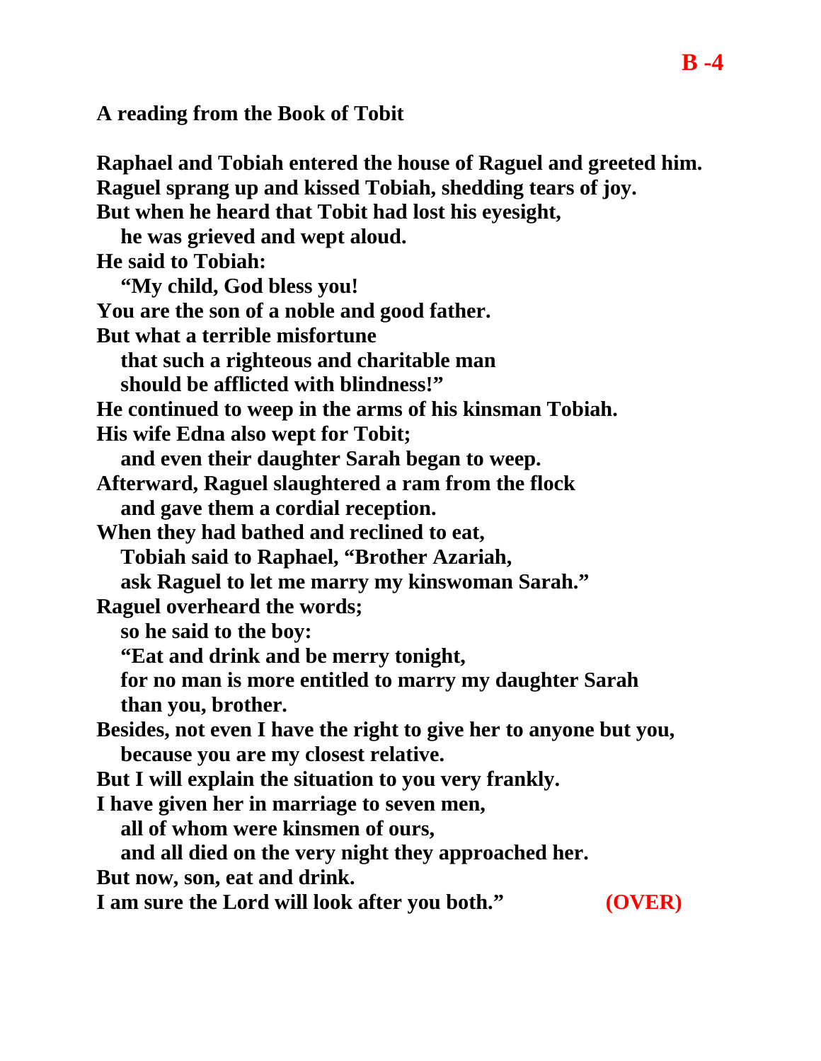**B -4**

**A reading from the Book of Tobit**

**Raphael and Tobiah entered the house of Raguel and greeted him.**
**Raguel sprang up and kissed Tobiah, shedding tears of joy.**
**But when he heard that Tobit had lost his eyesight,**
  **he was grieved and wept aloud.**
**He said to Tobiah:**
  **"My child, God bless you!**
**You are the son of a noble and good father.**
**But what a terrible misfortune**
  **that such a righteous and charitable man**
  **should be afflicted with blindness!"**
**He continued to weep in the arms of his kinsman Tobiah.**
**His wife Edna also wept for Tobit;**
  **and even their daughter Sarah began to weep.**
**Afterward, Raguel slaughtered a ram from the flock**
  **and gave them a cordial reception.**
**When they had bathed and reclined to eat,**
  **Tobiah said to Raphael, "Brother Azariah,**
  **ask Raguel to let me marry my kinswoman Sarah."**
**Raguel overheard the words;**
  **so he said to the boy:**
  **"Eat and drink and be merry tonight,**
  **for no man is more entitled to marry my daughter Sarah**
  **than you, brother.**
**Besides, not even I have the right to give her to anyone but you,**
  **because you are my closest relative.**
**But I will explain the situation to you very frankly.**
**I have given her in marriage to seven men,**
  **all of whom were kinsmen of ours,**
  **and all died on the very night they approached her.**
**But now, son, eat and drink.**
**I am sure the Lord will look after you both."**

**(OVER)**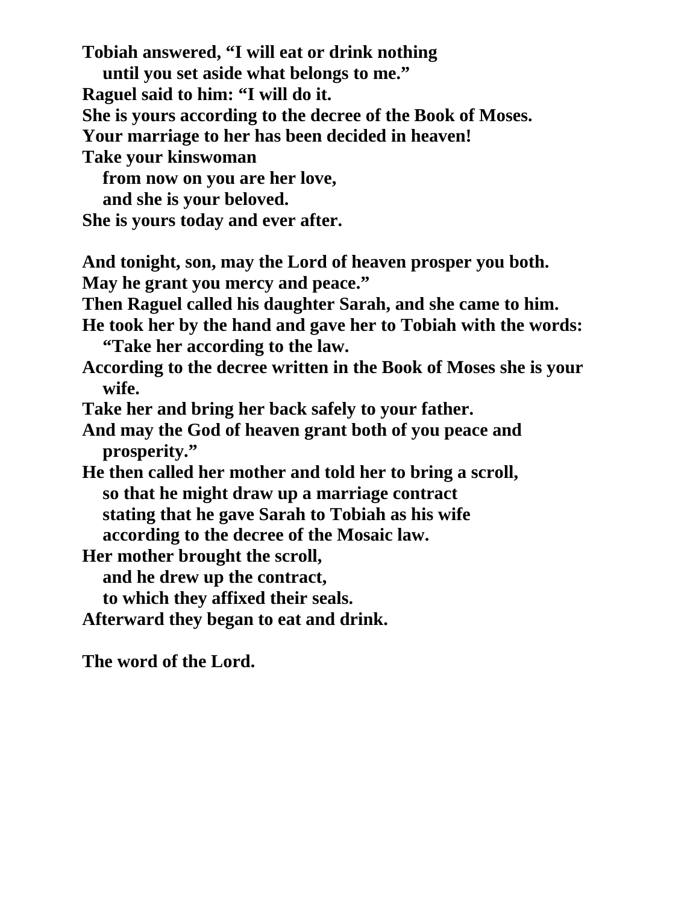**Tobiah answered, “I will eat or drink nothing**
**until you set aside what belongs to me.”**
**Raguel said to him: “I will do it.**
**She is yours according to the decree of the Book of Moses.**
**Your marriage to her has been decided in heaven!**
**Take your kinswoman**
**from now on you are her love,**
**and she is your beloved.**
**She is yours today and ever after.**

**And tonight, son, may the Lord of heaven prosper you both.**
**May he grant you mercy and peace.”**
**Then Raguel called his daughter Sarah, and she came to him.**
**He took her by the hand and gave her to Tobiah with the words:**
**“Take her according to the law.**
**According to the decree written in the Book of Moses she is your wife.**
**Take her and bring her back safely to your father.**
**And may the God of heaven grant both of you peace and prosperity.”**
**He then called her mother and told her to bring a scroll,**
**so that he might draw up a marriage contract**
**stating that he gave Sarah to Tobiah as his wife**
**according to the decree of the Mosaic law.**
**Her mother brought the scroll,**
**and he drew up the contract,**
**to which they affixed their seals.**
**Afterward they began to eat and drink.**

**The word of the Lord.**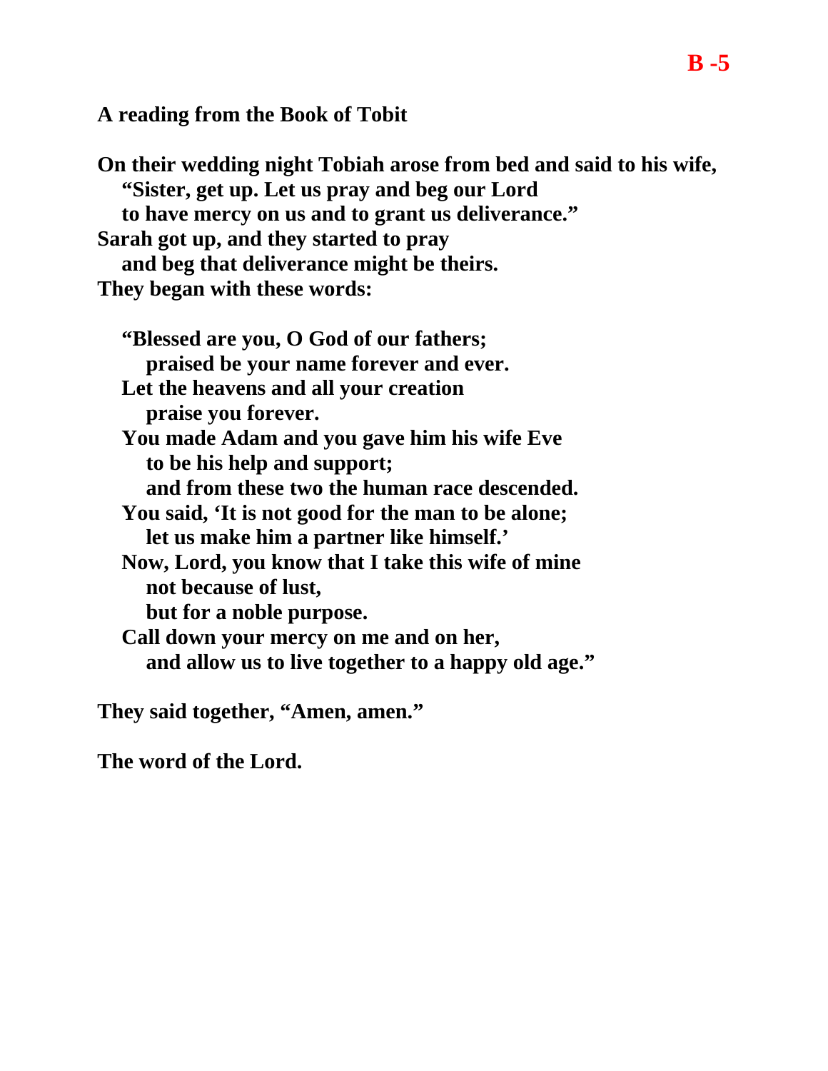**B -5**

**A reading from the Book of Tobit**

**On their wedding night Tobiah arose from bed and said to his wife,**
**"Sister, get up. Let us pray and beg our Lord**
**to have mercy on us and to grant us deliverance."**
**Sarah got up, and they started to pray**
**and beg that deliverance might be theirs.**
**They began with these words:**

**"Blessed are you, O God of our fathers;**
**praised be your name forever and ever.**
**Let the heavens and all your creation**
**praise you forever.**
**You made Adam and you gave him his wife Eve**
**to be his help and support;**
**and from these two the human race descended.**
**You said, 'It is not good for the man to be alone;**
**let us make him a partner like himself.'**
**Now, Lord, you know that I take this wife of mine**
**not because of lust,**
**but for a noble purpose.**
**Call down your mercy on me and on her,**
**and allow us to live together to a happy old age."**

**They said together, "Amen, amen."**

**The word of the Lord.**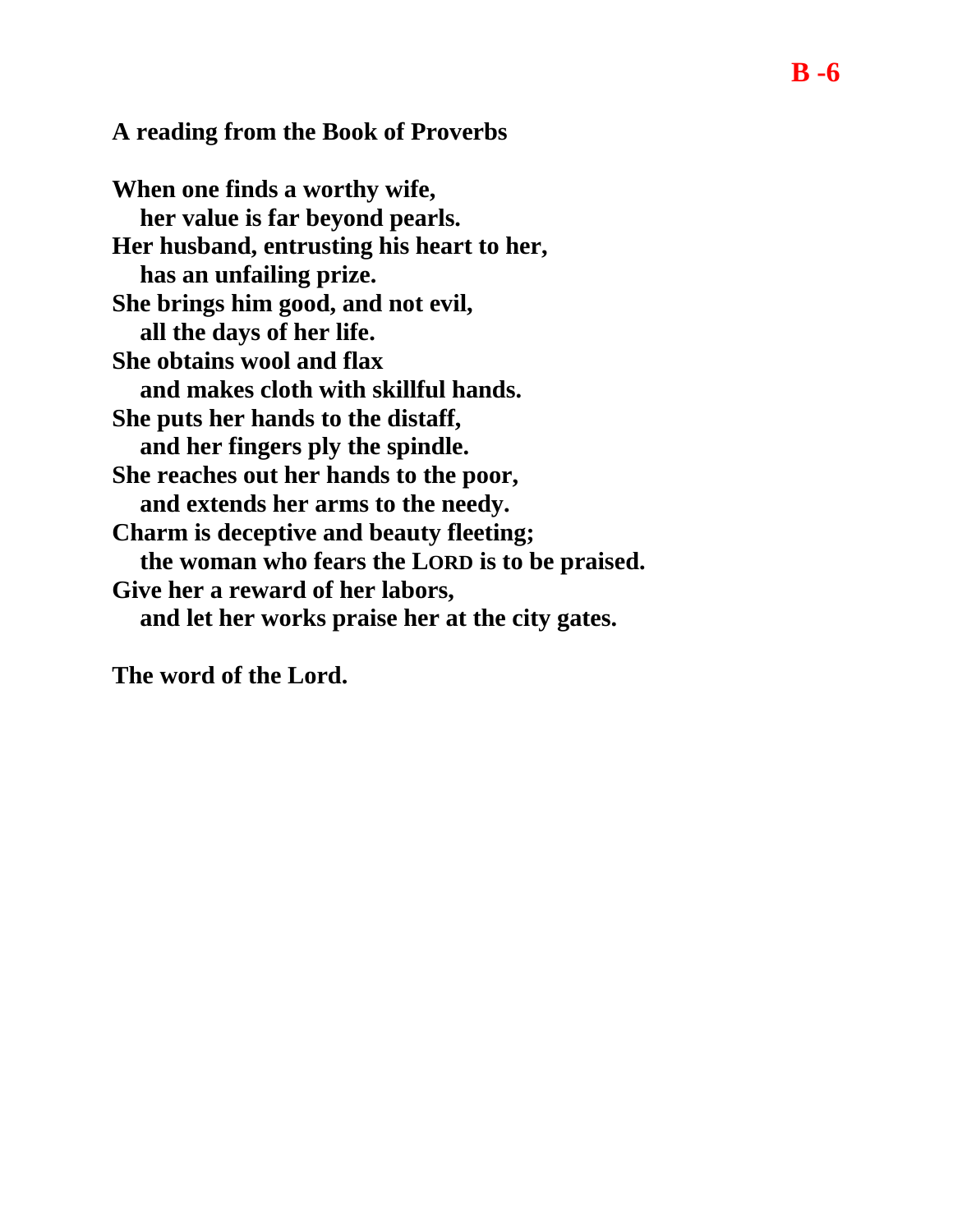**B -6**

**A reading from the Book of Proverbs**

**When one finds a worthy wife,**
**her value is far beyond pearls.**
**Her husband, entrusting his heart to her,**
**has an unfailing prize.**
**She brings him good, and not evil,**
**all the days of her life.**
**She obtains wool and flax**
**and makes cloth with skillful hands.**
**She puts her hands to the distaff,**
**and her fingers ply the spindle.**
**She reaches out her hands to the poor,**
**and extends her arms to the needy.**
**Charm is deceptive and beauty fleeting;**
**the woman who fears the LORD is to be praised.**
**Give her a reward of her labors,**
**and let her works praise her at the city gates.**

**The word of the Lord.**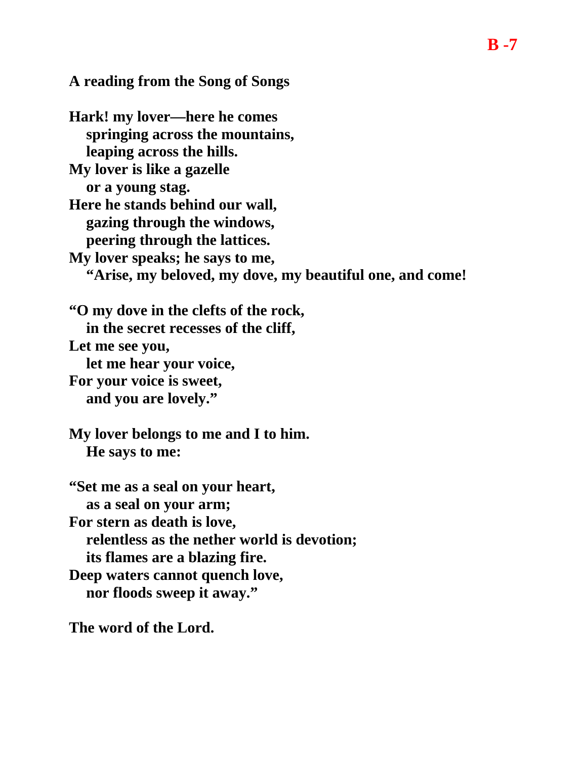**B -7**

**A reading from the Song of Songs**

**Hark! my lover—here he comes**
**springing across the mountains,**
**leaping across the hills.**
**My lover is like a gazelle**
**or a young stag.**
**Here he stands behind our wall,**
**gazing through the windows,**
**peering through the lattices.**
**My lover speaks; he says to me,**
**"Arise, my beloved, my dove, my beautiful one, and come!**

**"O my dove in the clefts of the rock,**
**in the secret recesses of the cliff,**
**Let me see you,**
**let me hear your voice,**
**For your voice is sweet,**
**and you are lovely."**

**My lover belongs to me and I to him.**
**He says to me:**

**"Set me as a seal on your heart,**
**as a seal on your arm;**
**For stern as death is love,**
**relentless as the nether world is devotion;**
**its flames are a blazing fire.**
**Deep waters cannot quench love,**
**nor floods sweep it away."**

**The word of the Lord.**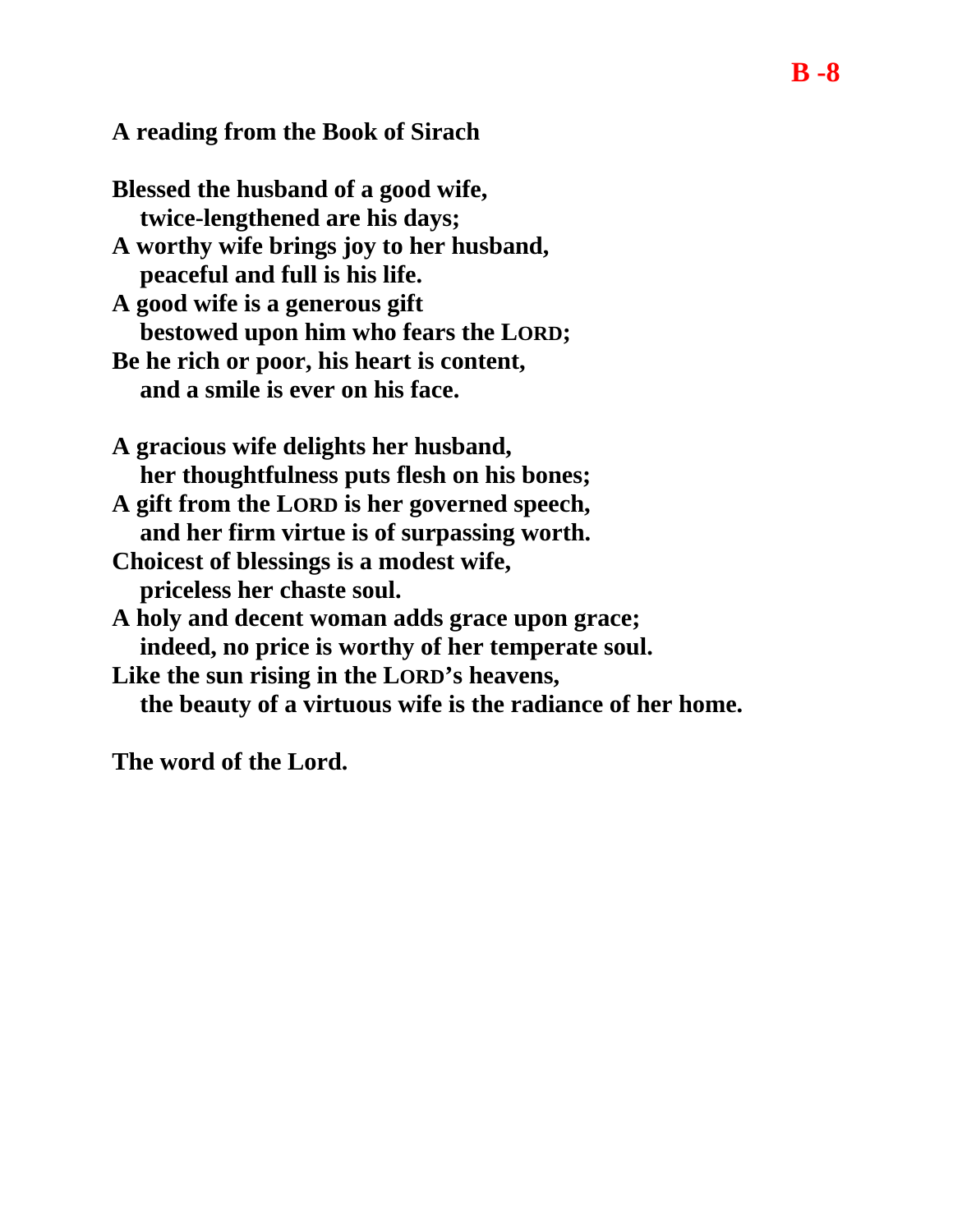**B -8**

**A reading from the Book of Sirach**

**Blessed the husband of a good wife,**
**twice-lengthened are his days;**
**A worthy wife brings joy to her husband,**
**peaceful and full is his life.**
**A good wife is a generous gift**
**bestowed upon him who fears the LORD;**
**Be he rich or poor, his heart is content,**
**and a smile is ever on his face.**

**A gracious wife delights her husband,**
**her thoughtfulness puts flesh on his bones;**
**A gift from the LORD is her governed speech,**
**and her firm virtue is of surpassing worth.**
**Choicest of blessings is a modest wife,**
**priceless her chaste soul.**
**A holy and decent woman adds grace upon grace;**
**indeed, no price is worthy of her temperate soul.**
**Like the sun rising in the LORD's heavens,**
**the beauty of a virtuous wife is the radiance of her home.**

**The word of the Lord.**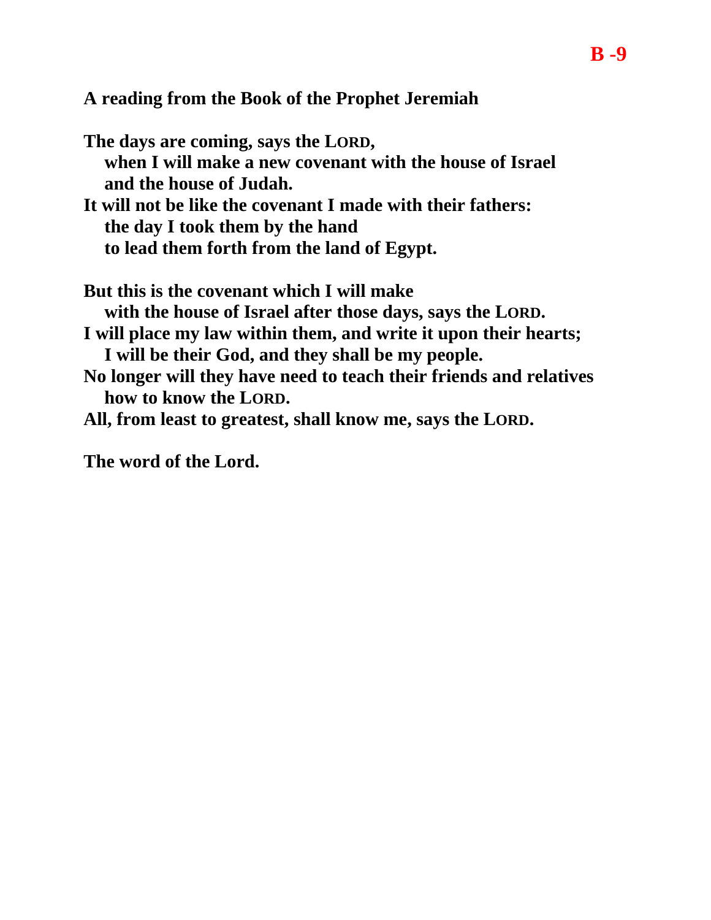**B -9**

**A reading from the Book of the Prophet Jeremiah**

**The days are coming, says the LORD,**
**when I will make a new covenant with the house of Israel**
**and the house of Judah.**
**It will not be like the covenant I made with their fathers:**
**the day I took them by the hand**
**to lead them forth from the land of Egypt.**

**But this is the covenant which I will make**
**with the house of Israel after those days, says the LORD.**
**I will place my law within them, and write it upon their hearts;**
**I will be their God, and they shall be my people.**
**No longer will they have need to teach their friends and relatives**
**how to know the LORD.**
**All, from least to greatest, shall know me, says the LORD.**

**The word of the Lord.**